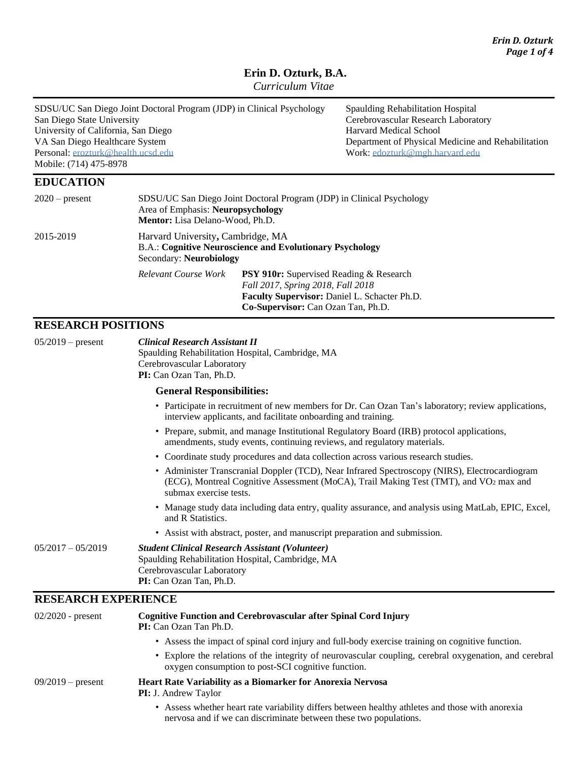# Erin D. Ozturk, B.A.

*Curriculum Vitae*

SDSU/UC San Diego Joint Doctoral Program (JDP) in Clinical Psychology
San Diego State University
University of California, San Diego
VA San Diego Healthcare System
Personal: erozturk@health.ucsd.edu
Mobile: (714) 475-8978

Spaulding Rehabilitation Hospital
Cerebrovascular Research Laboratory
Harvard Medical School
Department of Physical Medicine and Rehabilitation
Work: edozturk@mgh.harvard.edu

## EDUCATION

**2020 – present**
SDSU/UC San Diego Joint Doctoral Program (JDP) in Clinical Psychology
Area of Emphasis: **Neuropsychology**
**Mentor:** Lisa Delano-Wood, Ph.D.

**2015-2019**
Harvard University**,** Cambridge, MA
B.A.: **Cognitive Neuroscience and Evolutionary Psychology**
Secondary: **Neurobiology**

*Relevant Course Work*
**PSY 910r:** Supervised Reading & Research
*Fall 2017, Spring 2018, Fall 2018*
**Faculty Supervisor:** Daniel L. Schacter Ph.D.
**Co-Supervisor:** Can Ozan Tan, Ph.D.

## RESEARCH POSITIONS

**05/2019 – present**
***Clinical Research Assistant II***
Spaulding Rehabilitation Hospital, Cambridge, MA
Cerebrovascular Laboratory
**PI:** Can Ozan Tan, Ph.D.

**General Responsibilities:**

- Participate in recruitment of new members for Dr. Can Ozan Tan's laboratory; review applications, interview applicants, and facilitate onboarding and training.
- Prepare, submit, and manage Institutional Regulatory Board (IRB) protocol applications, amendments, study events, continuing reviews, and regulatory materials.
- Coordinate study procedures and data collection across various research studies.
- Administer Transcranial Doppler (TCD), Near Infrared Spectroscopy (NIRS), Electrocardiogram (ECG), Montreal Cognitive Assessment (MoCA), Trail Making Test (TMT), and $VO_2$ max and submax exercise tests.
- Manage study data including data entry, quality assurance, and analysis using MatLab, EPIC, Excel, and R Statistics.
- Assist with abstract, poster, and manuscript preparation and submission.

**05/2017 – 05/2019**
***Student Clinical Research Assistant (Volunteer)***
Spaulding Rehabilitation Hospital, Cambridge, MA
Cerebrovascular Laboratory
**PI:** Can Ozan Tan, Ph.D.

## RESEARCH EXPERIENCE

**02/2020 - present**
**Cognitive Function and Cerebrovascular after Spinal Cord Injury**
**PI:** Can Ozan Tan Ph.D.

- Assess the impact of spinal cord injury and full-body exercise training on cognitive function.
- Explore the relations of the integrity of neurovascular coupling, cerebral oxygenation, and cerebral oxygen consumption to post-SCI cognitive function.

**09/2019 – present**
**Heart Rate Variability as a Biomarker for Anorexia Nervosa**
**PI:** J. Andrew Taylor

- Assess whether heart rate variability differs between healthy athletes and those with anorexia nervosa and if we can discriminate between these two populations.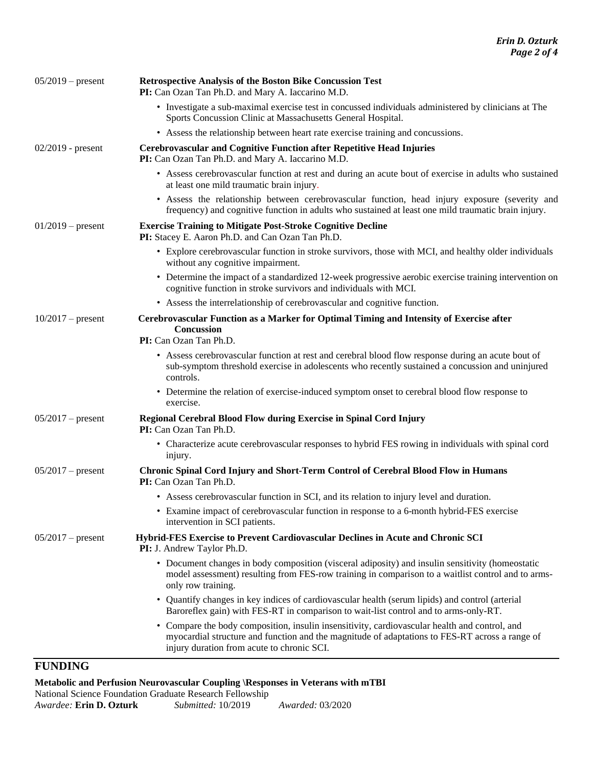05/2019 – present **Retrospective Analysis of the Boston Bike Concussion Test**
**PI:** Can Ozan Tan Ph.D. and Mary A. Iaccarino M.D.

- Investigate a sub-maximal exercise test in concussed individuals administered by clinicians at The Sports Concussion Clinic at Massachusetts General Hospital.
- Assess the relationship between heart rate exercise training and concussions.

02/2019 - present **Cerebrovascular and Cognitive Function after Repetitive Head Injuries**
**PI:** Can Ozan Tan Ph.D. and Mary A. Iaccarino M.D.

- Assess cerebrovascular function at rest and during an acute bout of exercise in adults who sustained at least one mild traumatic brain injury.
- Assess the relationship between cerebrovascular function, head injury exposure (severity and frequency) and cognitive function in adults who sustained at least one mild traumatic brain injury.

01/2019 – present **Exercise Training to Mitigate Post-Stroke Cognitive Decline**
**PI:** Stacey E. Aaron Ph.D. and Can Ozan Tan Ph.D.

- Explore cerebrovascular function in stroke survivors, those with MCI, and healthy older individuals without any cognitive impairment.
- Determine the impact of a standardized 12-week progressive aerobic exercise training intervention on cognitive function in stroke survivors and individuals with MCI.
- Assess the interrelationship of cerebrovascular and cognitive function.

10/2017 – present **Cerebrovascular Function as a Marker for Optimal Timing and Intensity of Exercise after Concussion**
**PI:** Can Ozan Tan Ph.D.

- Assess cerebrovascular function at rest and cerebral blood flow response during an acute bout of sub-symptom threshold exercise in adolescents who recently sustained a concussion and uninjured controls.
- Determine the relation of exercise-induced symptom onset to cerebral blood flow response to exercise.

05/2017 – present **Regional Cerebral Blood Flow during Exercise in Spinal Cord Injury**
**PI:** Can Ozan Tan Ph.D.

- Characterize acute cerebrovascular responses to hybrid FES rowing in individuals with spinal cord injury.

05/2017 – present **Chronic Spinal Cord Injury and Short-Term Control of Cerebral Blood Flow in Humans**
**PI:** Can Ozan Tan Ph.D.

- Assess cerebrovascular function in SCI, and its relation to injury level and duration.
- Examine impact of cerebrovascular function in response to a 6-month hybrid-FES exercise intervention in SCI patients.

05/2017 – present **Hybrid-FES Exercise to Prevent Cardiovascular Declines in Acute and Chronic SCI**
**PI:** J. Andrew Taylor Ph.D.

- Document changes in body composition (visceral adiposity) and insulin sensitivity (homeostatic model assessment) resulting from FES-row training in comparison to a waitlist control and to arms-only row training.
- Quantify changes in key indices of cardiovascular health (serum lipids) and control (arterial Baroreflex gain) with FES-RT in comparison to wait-list control and to arms-only-RT.
- Compare the body composition, insulin insensitivity, cardiovascular health and control, and myocardial structure and function and the magnitude of adaptations to FES-RT across a range of injury duration from acute to chronic SCI.

## FUNDING

**Metabolic and Perfusion Neurovascular Coupling \Responses in Veterans with mTBI**
National Science Foundation Graduate Research Fellowship
*Awardee:* **Erin D. Ozturk** *Submitted:* 10/2019 *Awarded:* 03/2020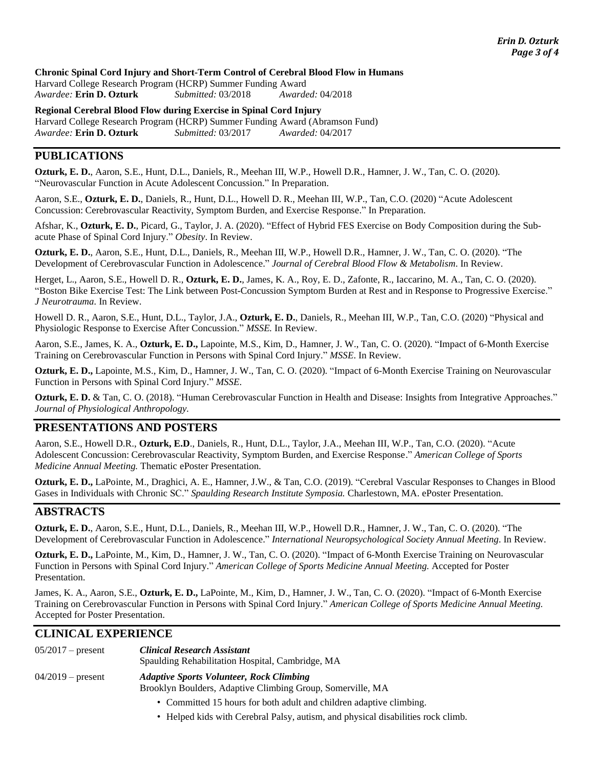**Chronic Spinal Cord Injury and Short-Term Control of Cerebral Blood Flow in Humans**
Harvard College Research Program (HCRP) Summer Funding Award
*Awardee:* **Erin D. Ozturk** *Submitted:* 03/2018 *Awarded:* 04/2018

**Regional Cerebral Blood Flow during Exercise in Spinal Cord Injury**
Harvard College Research Program (HCRP) Summer Funding Award (Abramson Fund)
*Awardee:* **Erin D. Ozturk** *Submitted:* 03/2017 *Awarded:* 04/2017

## PUBLICATIONS

**Ozturk, E. D.**, Aaron, S.E., Hunt, D.L., Daniels, R., Meehan III, W.P., Howell D.R., Hamner, J. W., Tan, C. O. (2020). "Neurovascular Function in Acute Adolescent Concussion." In Preparation.

Aaron, S.E., **Ozturk, E. D.**, Daniels, R., Hunt, D.L., Howell D. R., Meehan III, W.P., Tan, C.O. (2020) "Acute Adolescent Concussion: Cerebrovascular Reactivity, Symptom Burden, and Exercise Response." In Preparation.

Afshar, K., **Ozturk, E. D.**, Picard, G., Taylor, J. A. (2020). "Effect of Hybrid FES Exercise on Body Composition during the Sub-acute Phase of Spinal Cord Injury." *Obesity*. In Review.

**Ozturk, E. D.**, Aaron, S.E., Hunt, D.L., Daniels, R., Meehan III, W.P., Howell D.R., Hamner, J. W., Tan, C. O. (2020). "The Development of Cerebrovascular Function in Adolescence." *Journal of Cerebral Blood Flow & Metabolism*. In Review.

Herget, L., Aaron, S.E., Howell D. R., **Ozturk, E. D.**, James, K. A., Roy, E. D., Zafonte, R., Iaccarino, M. A., Tan, C. O. (2020). "Boston Bike Exercise Test: The Link between Post-Concussion Symptom Burden at Rest and in Response to Progressive Exercise." *J Neurotrauma.* In Review.

Howell D. R., Aaron, S.E., Hunt, D.L., Taylor, J.A., **Ozturk, E. D.**, Daniels, R., Meehan III, W.P., Tan, C.O. (2020) "Physical and Physiologic Response to Exercise After Concussion." *MSSE.* In Review.

Aaron, S.E., James, K. A., **Ozturk, E. D.,** Lapointe, M.S., Kim, D., Hamner, J. W., Tan, C. O. (2020). "Impact of 6-Month Exercise Training on Cerebrovascular Function in Persons with Spinal Cord Injury." *MSSE*. In Review.

**Ozturk, E. D.,** Lapointe, M.S., Kim, D., Hamner, J. W., Tan, C. O. (2020). "Impact of 6-Month Exercise Training on Neurovascular Function in Persons with Spinal Cord Injury." *MSSE*.

**Ozturk, E. D.** & Tan, C. O. (2018). "Human Cerebrovascular Function in Health and Disease: Insights from Integrative Approaches." *Journal of Physiological Anthropology.*

## PRESENTATIONS AND POSTERS

Aaron, S.E., Howell D.R., **Ozturk, E.D**., Daniels, R., Hunt, D.L., Taylor, J.A., Meehan III, W.P., Tan, C.O. (2020). "Acute Adolescent Concussion: Cerebrovascular Reactivity, Symptom Burden, and Exercise Response." *American College of Sports Medicine Annual Meeting.* Thematic ePoster Presentation.

**Ozturk, E. D.,** LaPointe, M., Draghici, A. E., Hamner, J.W., & Tan, C.O. (2019). "Cerebral Vascular Responses to Changes in Blood Gases in Individuals with Chronic SC." *Spaulding Research Institute Symposia.* Charlestown, MA. ePoster Presentation.

## ABSTRACTS

**Ozturk, E. D.**, Aaron, S.E., Hunt, D.L., Daniels, R., Meehan III, W.P., Howell D.R., Hamner, J. W., Tan, C. O. (2020). "The Development of Cerebrovascular Function in Adolescence." *International Neuropsychological Society Annual Meeting*. In Review.

**Ozturk, E. D.,** LaPointe, M., Kim, D., Hamner, J. W., Tan, C. O. (2020). "Impact of 6-Month Exercise Training on Neurovascular Function in Persons with Spinal Cord Injury." *American College of Sports Medicine Annual Meeting.* Accepted for Poster Presentation.

James, K. A., Aaron, S.E., **Ozturk, E. D.,** LaPointe, M., Kim, D., Hamner, J. W., Tan, C. O. (2020). "Impact of 6-Month Exercise Training on Cerebrovascular Function in Persons with Spinal Cord Injury." *American College of Sports Medicine Annual Meeting.* Accepted for Poster Presentation.

## CLINICAL EXPERIENCE

05/2017 – present **_Clinical Research Assistant_**
Spaulding Rehabilitation Hospital, Cambridge, MA

04/2019 – present **_Adaptive Sports Volunteer, Rock Climbing_**
Brooklyn Boulders, Adaptive Climbing Group, Somerville, MA

- Committed 15 hours for both adult and children adaptive climbing.
- Helped kids with Cerebral Palsy, autism, and physical disabilities rock climb.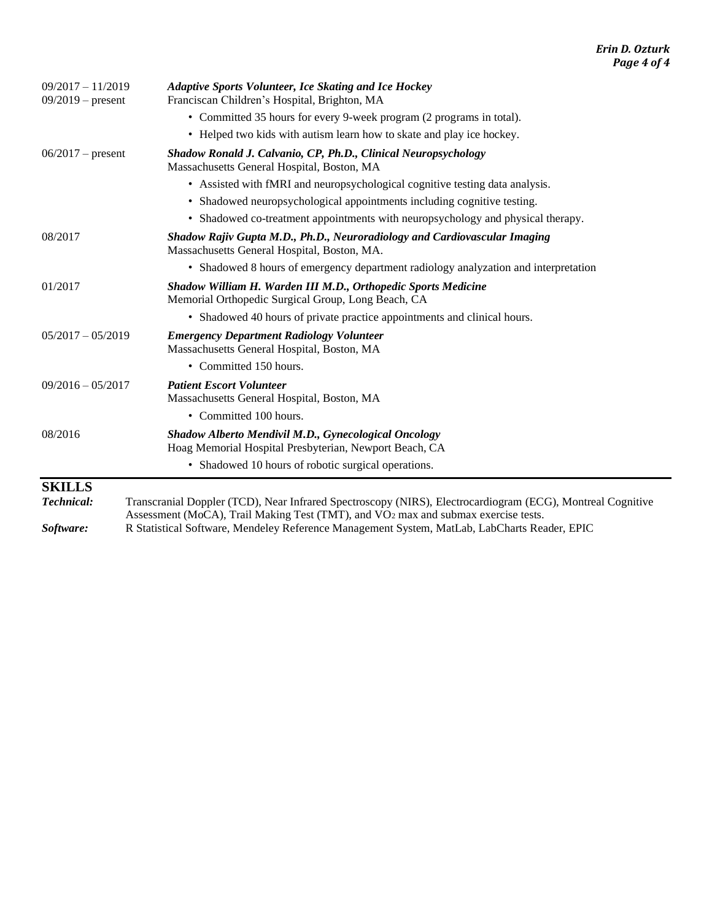09/2017 – 11/2019
09/2019 – present

***Adaptive Sports Volunteer, Ice Skating and Ice Hockey***
Franciscan Children's Hospital, Brighton, MA

- Committed 35 hours for every 9-week program (2 programs in total).
- Helped two kids with autism learn how to skate and play ice hockey.

06/2017 – present

***Shadow Ronald J. Calvanio, CP, Ph.D., Clinical Neuropsychology***
Massachusetts General Hospital, Boston, MA

- Assisted with fMRI and neuropsychological cognitive testing data analysis.
- Shadowed neuropsychological appointments including cognitive testing.
- Shadowed co-treatment appointments with neuropsychology and physical therapy.

08/2017

***Shadow Rajiv Gupta M.D., Ph.D., Neuroradiology and Cardiovascular Imaging***
Massachusetts General Hospital, Boston, MA.

- Shadowed 8 hours of emergency department radiology analyzation and interpretation

01/2017

***Shadow William H. Warden III M.D., Orthopedic Sports Medicine***
Memorial Orthopedic Surgical Group, Long Beach, CA

- Shadowed 40 hours of private practice appointments and clinical hours.

05/2017 – 05/2019

***Emergency Department Radiology Volunteer***
Massachusetts General Hospital, Boston, MA

- Committed 150 hours.

09/2016 – 05/2017

***Patient Escort Volunteer***
Massachusetts General Hospital, Boston, MA

- Committed 100 hours.

08/2016

***Shadow Alberto Mendivil M.D., Gynecological Oncology***
Hoag Memorial Hospital Presbyterian, Newport Beach, CA

- Shadowed 10 hours of robotic surgical operations.

## SKILLS

***Technical:*** Transcranial Doppler (TCD), Near Infrared Spectroscopy (NIRS), Electrocardiogram (ECG), Montreal Cognitive Assessment (MoCA), Trail Making Test (TMT), and $VO_2$ max and submax exercise tests.

***Software:*** R Statistical Software, Mendeley Reference Management System, MatLab, LabCharts Reader, EPIC